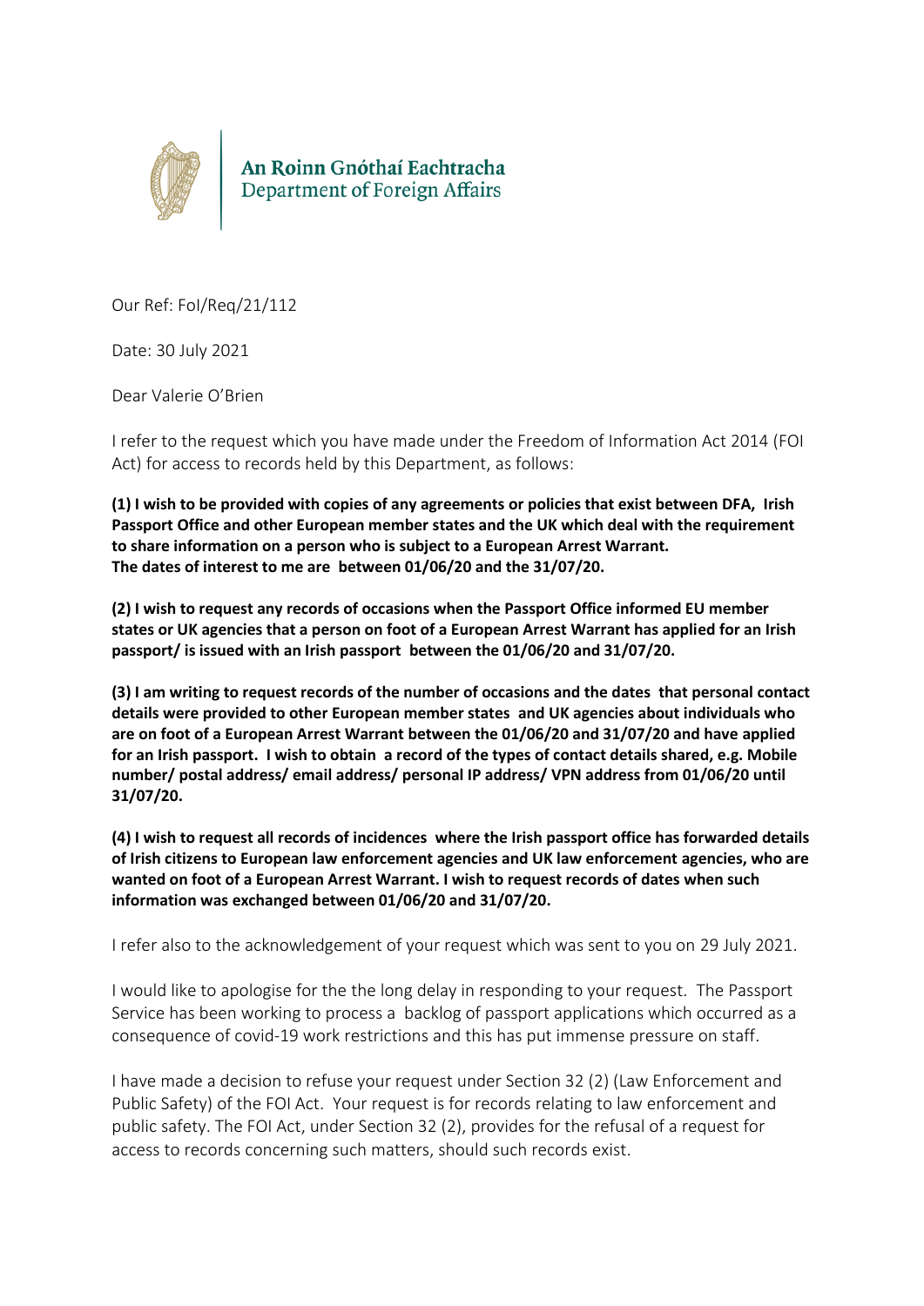An Roinn Gnóthaí Eachtracha
Department of Foreign Affairs

Our Ref: FoI/Req/21/112

Date: 30 July 2021

Dear Valerie O'Brien

I refer to the request which you have made under the Freedom of Information Act 2014 (FOI Act) for access to records held by this Department, as follows:

**(1) I wish to be provided with copies of any agreements or policies that exist between DFA, Irish Passport Office and other European member states and the UK which deal with the requirement to share information on a person who is subject to a European Arrest Warrant. The dates of interest to me are between 01/06/20 and the 31/07/20.**

**(2) I wish to request any records of occasions when the Passport Office informed EU member states or UK agencies that a person on foot of a European Arrest Warrant has applied for an Irish passport/ is issued with an Irish passport between the 01/06/20 and 31/07/20.**

**(3) I am writing to request records of the number of occasions and the dates that personal contact details were provided to other European member states and UK agencies about individuals who are on foot of a European Arrest Warrant between the 01/06/20 and 31/07/20 and have applied for an Irish passport. I wish to obtain a record of the types of contact details shared, e.g. Mobile number/ postal address/ email address/ personal IP address/ VPN address from 01/06/20 until 31/07/20.**

**(4) I wish to request all records of incidences where the Irish passport office has forwarded details of Irish citizens to European law enforcement agencies and UK law enforcement agencies, who are wanted on foot of a European Arrest Warrant. I wish to request records of dates when such information was exchanged between 01/06/20 and 31/07/20.**

I refer also to the acknowledgement of your request which was sent to you on 29 July 2021.

I would like to apologise for the the long delay in responding to your request. The Passport Service has been working to process a backlog of passport applications which occurred as a consequence of covid-19 work restrictions and this has put immense pressure on staff.

I have made a decision to refuse your request under Section 32 (2) (Law Enforcement and Public Safety) of the FOI Act. Your request is for records relating to law enforcement and public safety. The FOI Act, under Section 32 (2), provides for the refusal of a request for access to records concerning such matters, should such records exist.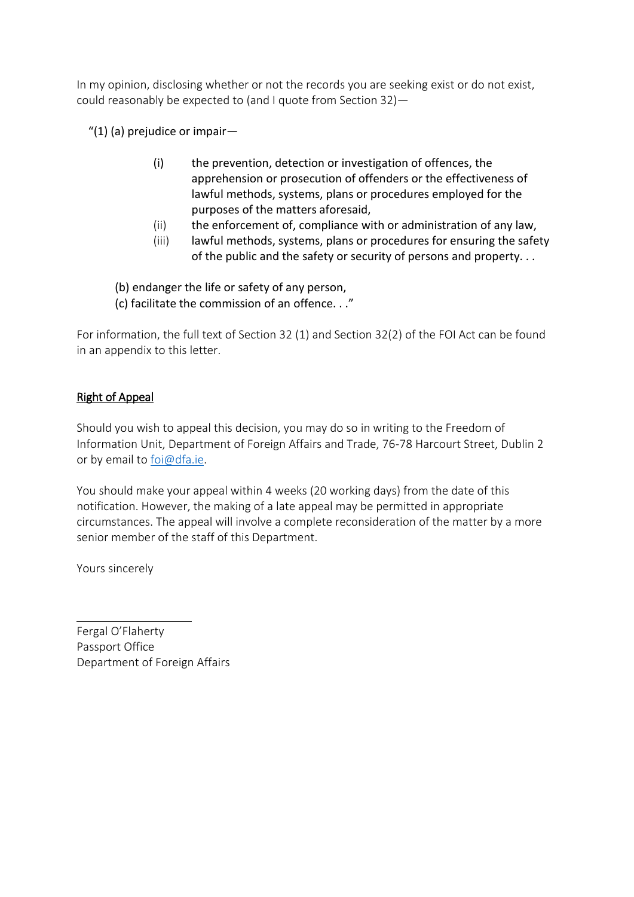In my opinion, disclosing whether or not the records you are seeking exist or do not exist, could reasonably be expected to (and I quote from Section 32)—

"(1) (a) prejudice or impair—

> (i) the prevention, detection or investigation of offences, the apprehension or prosecution of offenders or the effectiveness of lawful methods, systems, plans or procedures employed for the purposes of the matters aforesaid,
>
> (ii) the enforcement of, compliance with or administration of any law,
>
> (iii) lawful methods, systems, plans or procedures for ensuring the safety of the public and the safety or security of persons and property. . .

(b) endanger the life or safety of any person,

(c) facilitate the commission of an offence. . ."

For information, the full text of Section 32 (1) and Section 32(2) of the FOI Act can be found in an appendix to this letter.

## Right of Appeal

Should you wish to appeal this decision, you may do so in writing to the Freedom of Information Unit, Department of Foreign Affairs and Trade, 76-78 Harcourt Street, Dublin 2 or by email to foi@dfa.ie.

You should make your appeal within 4 weeks (20 working days) from the date of this notification. However, the making of a late appeal may be permitted in appropriate circumstances. The appeal will involve a complete reconsideration of the matter by a more senior member of the staff of this Department.

Yours sincerely

\_\_\_\_\_\_\_\_\_\_\_\_\_\_\_\_\_\_\_\_

Fergal O'Flaherty
Passport Office
Department of Foreign Affairs